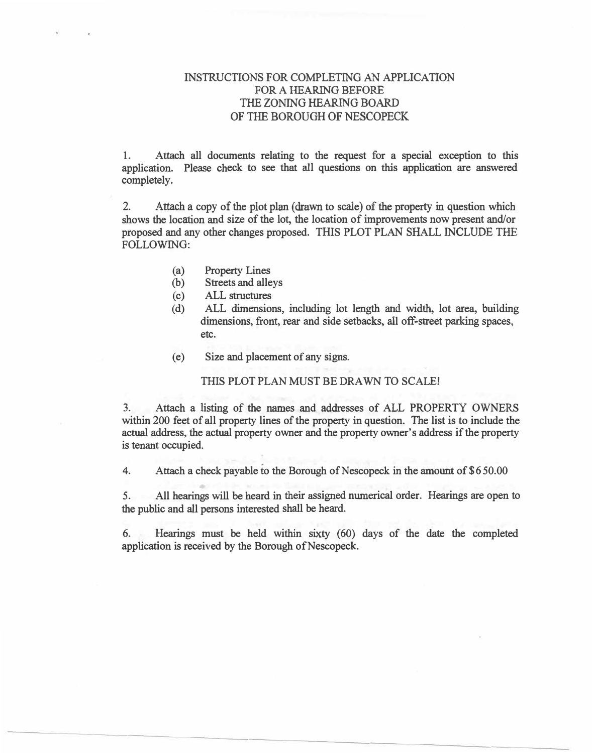# INSTRUCTIONS FOR COMPLETING AN APPLICATION FOR A HEARING BEFORE THE ZONING HEARING BOARD OF THE BOROUGH OF NESCOPECK

1. Attach all documents relating to the request for a special exception to this application. Please check to see that all questions on this application are answered completely.

2. Attach a copy of the plot plan (drawn to scale) of the property in question which shows the location and size of the lot, the location of improvements now present and/or proposed and any other changes proposed. THIS PLOT PLAN SHALL INCLUDE THE FOLLOWING:

   (a) Property Lines
   (b) Streets and alleys
   (c) ALL structures
   (d) ALL dimensions, including lot length and width, lot area, building dimensions, front, rear and side setbacks, all off-street parking spaces, etc.
   (e) Size and placement of any signs.

   THIS PLOT PLAN MUST BE DRAWN TO SCALE!

3. Attach a listing of the names and addresses of ALL PROPERTY OWNERS within 200 feet of all property lines of the property in question. The list is to include the actual address, the actual property owner and the property owner's address if the property is tenant occupied.

4. Attach a check payable to the Borough of Nescopeck in the amount of $650.00

5. All hearings will be heard in their assigned numerical order. Hearings are open to the public and all persons interested shall be heard.

6. Hearings must be held within sixty (60) days of the date the completed application is received by the Borough of Nescopeck.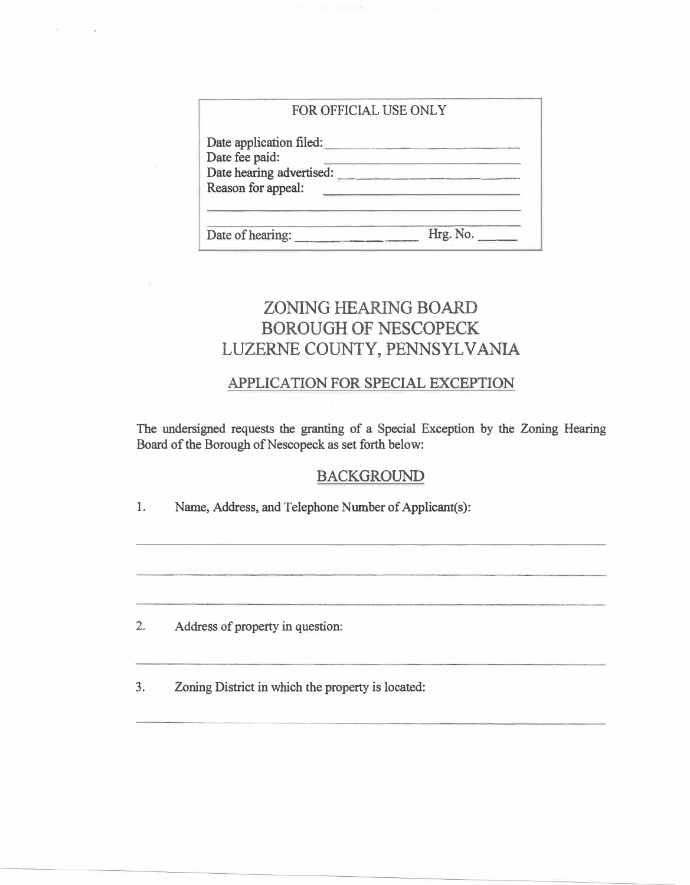FOR OFFICIAL USE ONLY

Date application filed: ______________________

Date fee paid: ______________________

Date hearing advertised: ______________________

Reason for appeal: ______________________

______________________________________________

Date of hearing: ________________ Hrg. No. ______

# ZONING HEARING BOARD
# BOROUGH OF NESCOPECK
# LUZERNE COUNTY, PENNSYLVANIA

## APPLICATION FOR SPECIAL EXCEPTION

The undersigned requests the granting of a Special Exception by the Zoning Hearing Board of the Borough of Nescopeck as set forth below:

## BACKGROUND

1. Name, Address, and Telephone Number of Applicant(s):

______________________________________________

______________________________________________

______________________________________________

2. Address of property in question:

______________________________________________

3. Zoning District in which the property is located:

______________________________________________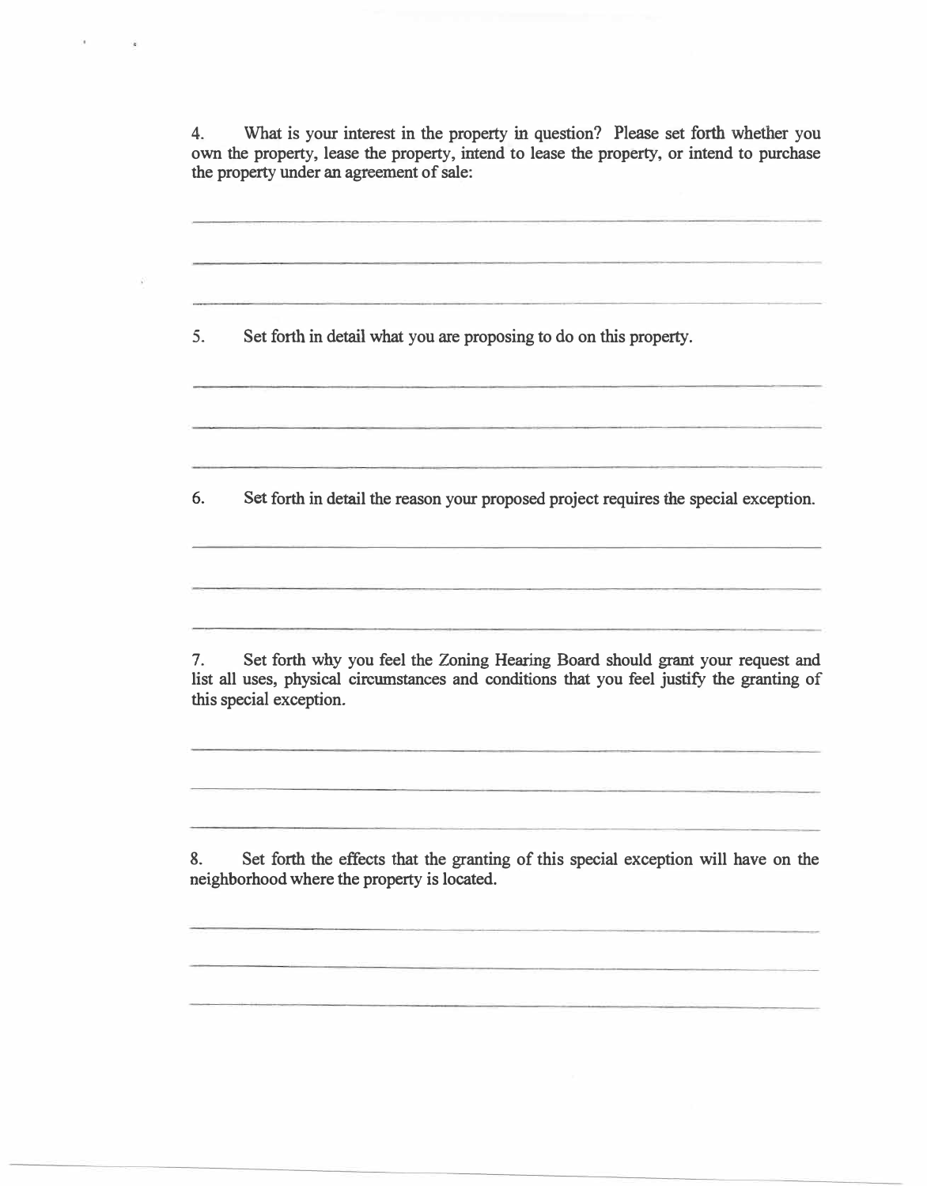4. What is your interest in the property in question? Please set forth whether you own the property, lease the property, intend to lease the property, or intend to purchase the property under an agreement of sale:

\_\_\_\_\_\_\_\_\_\_\_\_\_\_\_\_\_\_\_\_\_\_\_\_\_\_\_\_\_\_\_\_\_\_\_\_\_\_\_\_\_\_\_\_\_\_\_\_\_\_\_\_\_\_\_\_\_\_\_\_

\_\_\_\_\_\_\_\_\_\_\_\_\_\_\_\_\_\_\_\_\_\_\_\_\_\_\_\_\_\_\_\_\_\_\_\_\_\_\_\_\_\_\_\_\_\_\_\_\_\_\_\_\_\_\_\_\_\_\_\_

\_\_\_\_\_\_\_\_\_\_\_\_\_\_\_\_\_\_\_\_\_\_\_\_\_\_\_\_\_\_\_\_\_\_\_\_\_\_\_\_\_\_\_\_\_\_\_\_\_\_\_\_\_\_\_\_\_\_\_\_

5. Set forth in detail what you are proposing to do on this property.

\_\_\_\_\_\_\_\_\_\_\_\_\_\_\_\_\_\_\_\_\_\_\_\_\_\_\_\_\_\_\_\_\_\_\_\_\_\_\_\_\_\_\_\_\_\_\_\_\_\_\_\_\_\_\_\_\_\_\_\_

\_\_\_\_\_\_\_\_\_\_\_\_\_\_\_\_\_\_\_\_\_\_\_\_\_\_\_\_\_\_\_\_\_\_\_\_\_\_\_\_\_\_\_\_\_\_\_\_\_\_\_\_\_\_\_\_\_\_\_\_

\_\_\_\_\_\_\_\_\_\_\_\_\_\_\_\_\_\_\_\_\_\_\_\_\_\_\_\_\_\_\_\_\_\_\_\_\_\_\_\_\_\_\_\_\_\_\_\_\_\_\_\_\_\_\_\_\_\_\_\_

6. Set forth in detail the reason your proposed project requires the special exception.

\_\_\_\_\_\_\_\_\_\_\_\_\_\_\_\_\_\_\_\_\_\_\_\_\_\_\_\_\_\_\_\_\_\_\_\_\_\_\_\_\_\_\_\_\_\_\_\_\_\_\_\_\_\_\_\_\_\_\_\_

\_\_\_\_\_\_\_\_\_\_\_\_\_\_\_\_\_\_\_\_\_\_\_\_\_\_\_\_\_\_\_\_\_\_\_\_\_\_\_\_\_\_\_\_\_\_\_\_\_\_\_\_\_\_\_\_\_\_\_\_

\_\_\_\_\_\_\_\_\_\_\_\_\_\_\_\_\_\_\_\_\_\_\_\_\_\_\_\_\_\_\_\_\_\_\_\_\_\_\_\_\_\_\_\_\_\_\_\_\_\_\_\_\_\_\_\_\_\_\_\_

7. Set forth why you feel the Zoning Hearing Board should grant your request and list all uses, physical circumstances and conditions that you feel justify the granting of this special exception.

\_\_\_\_\_\_\_\_\_\_\_\_\_\_\_\_\_\_\_\_\_\_\_\_\_\_\_\_\_\_\_\_\_\_\_\_\_\_\_\_\_\_\_\_\_\_\_\_\_\_\_\_\_\_\_\_\_\_\_\_

\_\_\_\_\_\_\_\_\_\_\_\_\_\_\_\_\_\_\_\_\_\_\_\_\_\_\_\_\_\_\_\_\_\_\_\_\_\_\_\_\_\_\_\_\_\_\_\_\_\_\_\_\_\_\_\_\_\_\_\_

\_\_\_\_\_\_\_\_\_\_\_\_\_\_\_\_\_\_\_\_\_\_\_\_\_\_\_\_\_\_\_\_\_\_\_\_\_\_\_\_\_\_\_\_\_\_\_\_\_\_\_\_\_\_\_\_\_\_\_\_

8. Set forth the effects that the granting of this special exception will have on the neighborhood where the property is located.

\_\_\_\_\_\_\_\_\_\_\_\_\_\_\_\_\_\_\_\_\_\_\_\_\_\_\_\_\_\_\_\_\_\_\_\_\_\_\_\_\_\_\_\_\_\_\_\_\_\_\_\_\_\_\_\_\_\_\_\_

\_\_\_\_\_\_\_\_\_\_\_\_\_\_\_\_\_\_\_\_\_\_\_\_\_\_\_\_\_\_\_\_\_\_\_\_\_\_\_\_\_\_\_\_\_\_\_\_\_\_\_\_\_\_\_\_\_\_\_\_

\_\_\_\_\_\_\_\_\_\_\_\_\_\_\_\_\_\_\_\_\_\_\_\_\_\_\_\_\_\_\_\_\_\_\_\_\_\_\_\_\_\_\_\_\_\_\_\_\_\_\_\_\_\_\_\_\_\_\_\_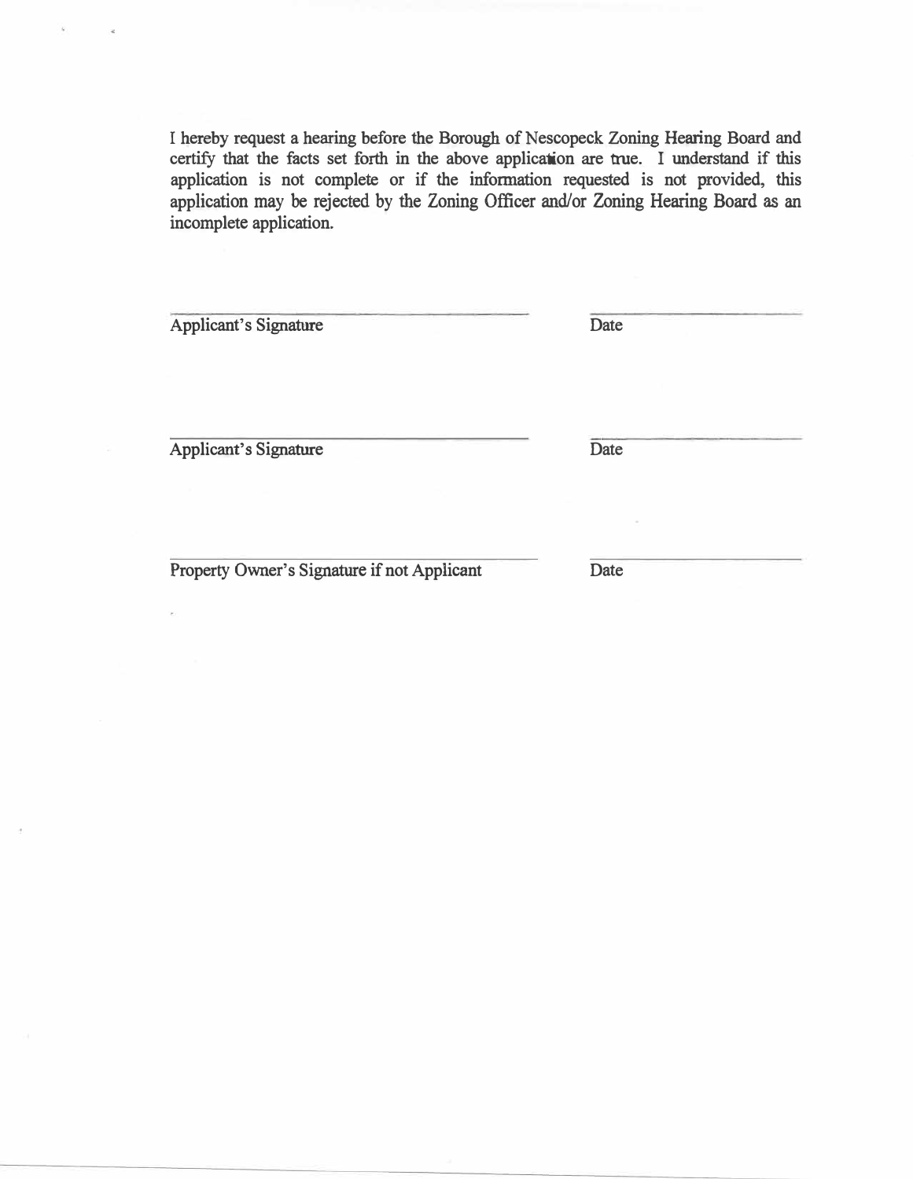I hereby request a hearing before the Borough of Nescopeck Zoning Hearing Board and certify that the facts set forth in the above application are true. I understand if this application is not complete or if the information requested is not provided, this application may be rejected by the Zoning Officer and/or Zoning Hearing Board as an incomplete application.

______________________________ ______________
Applicant's Signature Date

______________________________ ______________
Applicant's Signature Date

______________________________ ______________
Property Owner's Signature if not Applicant Date